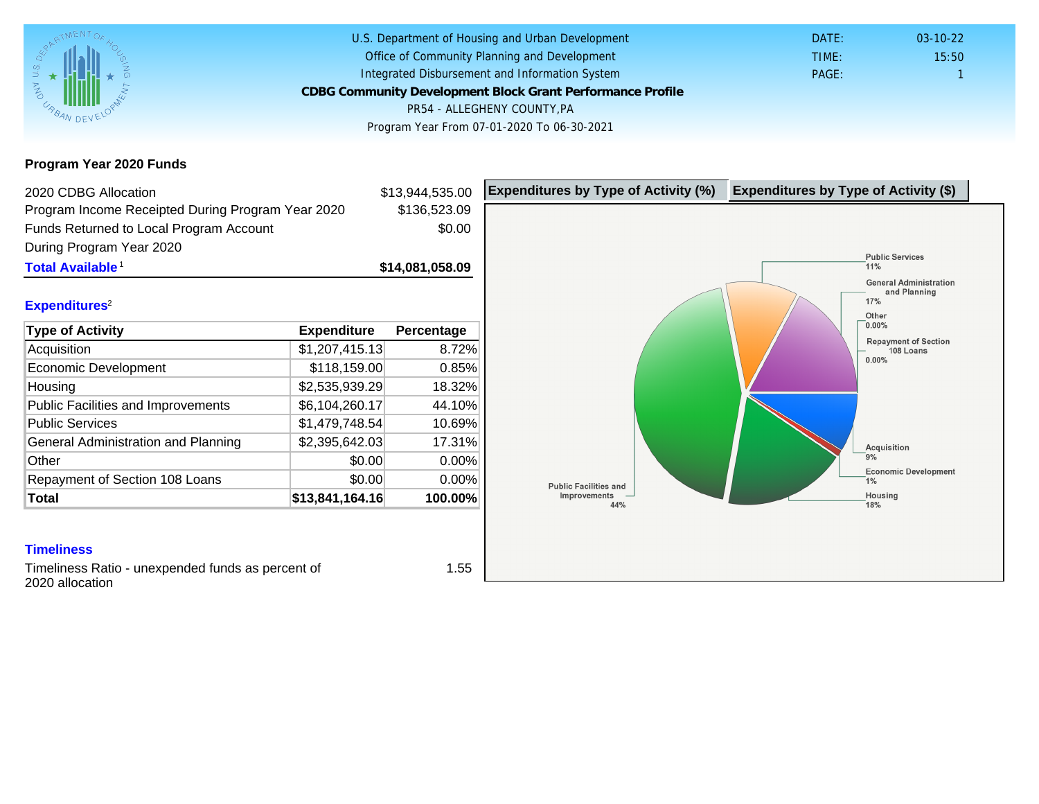U.S. Department of Housing and Urban Development
Office of Community Planning and Development
Integrated Disbursement and Information System

# CDBG Community Development Block Grant Performance Profile

PR54 - ALLEGHENY COUNTY,PA

Program Year From 07-01-2020 To 06-30-2021

DATE: 03-10-22
TIME: 15:50
PAGE: 1

## Program Year 2020 Funds

| | |
|---|---|
| 2020 CDBG Allocation | $13,944,535.00 |
| Program Income Receipted During Program Year 2020 | $136,523.09 |
| Funds Returned to Local Program Account During Program Year 2020 | $0.00 |
| **Total Available**[1] | **$14,081,058.09** |

## Expenditures[2]

| Type of Activity | Expenditure | Percentage |
|---|---|---|
| Acquisition | $1,207,415.13 | 8.72% |
| Economic Development | $118,159.00 | 0.85% |
| Housing | $2,535,939.29 | 18.32% |
| Public Facilities and Improvements | $6,104,260.17 | 44.10% |
| Public Services | $1,479,748.54 | 10.69% |
| General Administration and Planning | $2,395,642.03 | 17.31% |
| Other | $0.00 | 0.00% |
| Repayment of Section 108 Loans | $0.00 | 0.00% |
| **Total** | **$13,841,164.16** | **100.00%** |

Expenditures by Type of Activity (%) | Expenditures by Type of Activity ($)

Public Services 11%
General Administration and Planning 17%
Other 0.00%
Repayment of Section 108 Loans 0.00%
Acquisition 9%
Economic Development 1%
Housing 18%
Public Facilities and Improvements 44%

## Timeliness

Timeliness Ratio - unexpended funds as percent of 2020 allocation: 1.55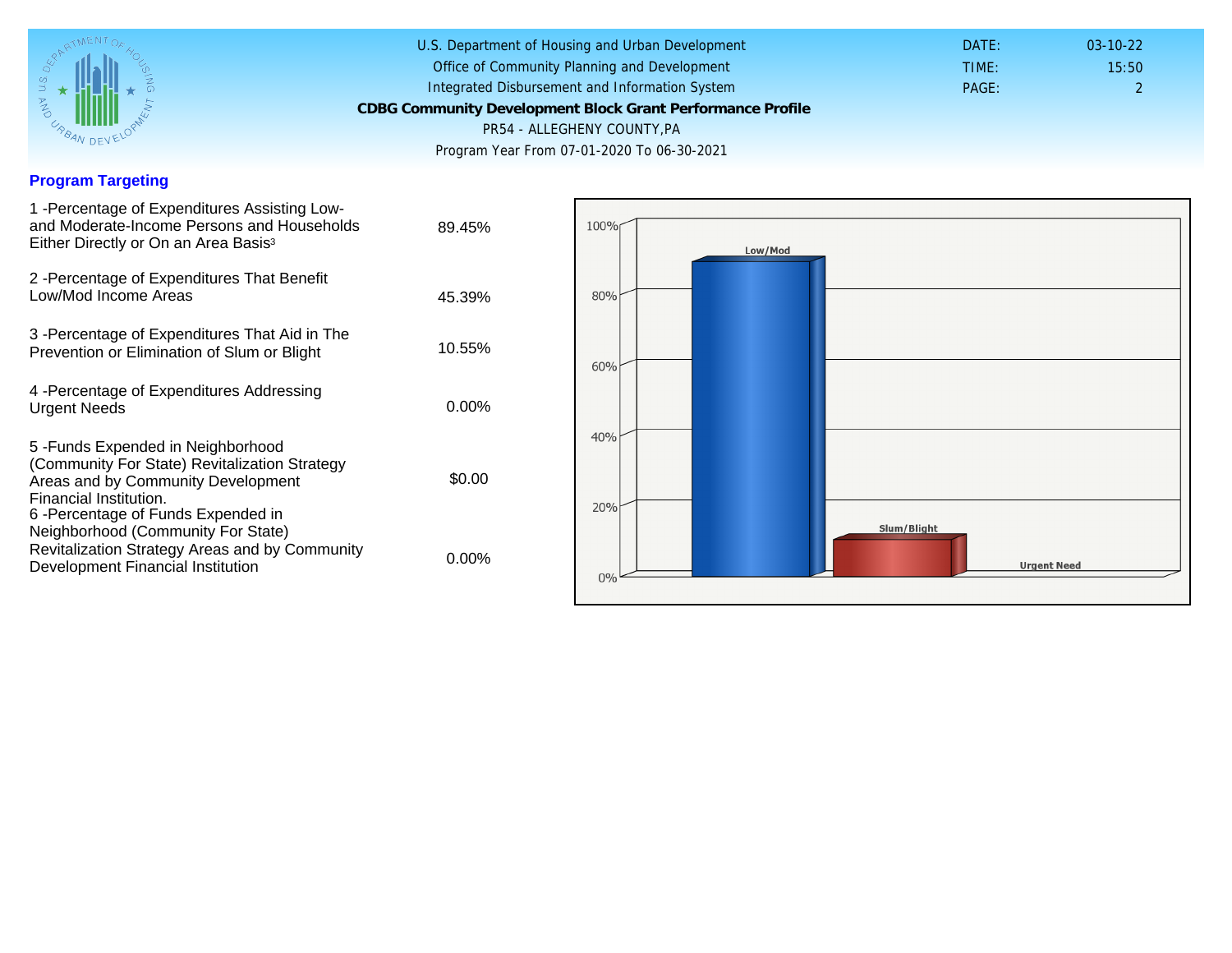U.S. Department of Housing and Urban Development
Office of Community Planning and Development
Integrated Disbursement and Information System

**CDBG Community Development Block Grant Performance Profile**

PR54 - ALLEGHENY COUNTY,PA

Program Year From 07-01-2020 To 06-30-2021

DATE: 03-10-22
TIME: 15:50

## Program Targeting

| Measure | Value |
|---|---|
| 1 -Percentage of Expenditures Assisting Low- and Moderate-Income Persons and Households Either Directly or On an Area Basis[3] | 89.45% |
| 2 -Percentage of Expenditures That Benefit Low/Mod Income Areas | 45.39% |
| 3 -Percentage of Expenditures That Aid in The Prevention or Elimination of Slum or Blight | 10.55% |
| 4 -Percentage of Expenditures Addressing Urgent Needs | 0.00% |
| 5 -Funds Expended in Neighborhood (Community For State) Revitalization Strategy Areas and by Community Development Financial Institution. | $0.00 |
| 6 -Percentage of Funds Expended in Neighborhood (Community For State) Revitalization Strategy Areas and by Community Development Financial Institution | 0.00% |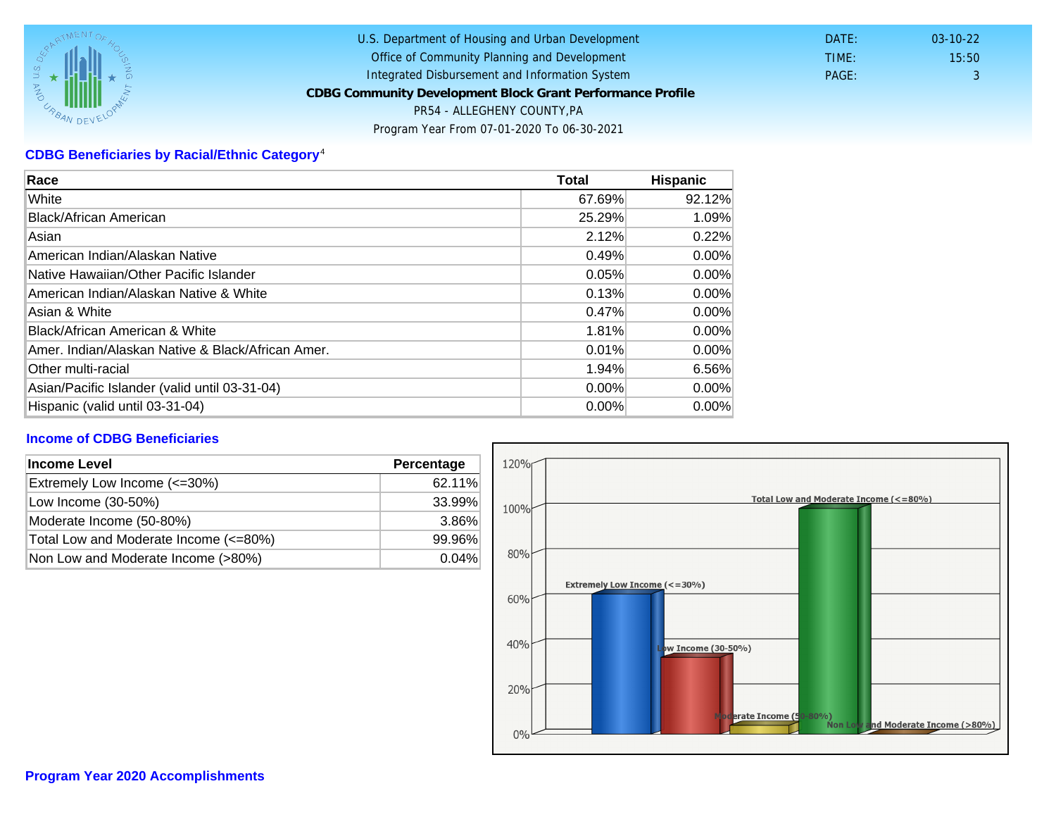U.S. Department of Housing and Urban Development
Office of Community Planning and Development
Integrated Disbursement and Information System

**CDBG Community Development Block Grant Performance Profile**

PR54 - ALLEGHENY COUNTY,PA

Program Year From 07-01-2020 To 06-30-2021

DATE: 03-10-22
TIME: 15:50
PAGE: 3

## CDBG Beneficiaries by Racial/Ethnic Category[4]

| Race | Total | Hispanic |
|---|---|---|
| White | 67.69% | 92.12% |
| Black/African American | 25.29% | 1.09% |
| Asian | 2.12% | 0.22% |
| American Indian/Alaskan Native | 0.49% | 0.00% |
| Native Hawaiian/Other Pacific Islander | 0.05% | 0.00% |
| American Indian/Alaskan Native & White | 0.13% | 0.00% |
| Asian & White | 0.47% | 0.00% |
| Black/African American & White | 1.81% | 0.00% |
| Amer. Indian/Alaskan Native & Black/African Amer. | 0.01% | 0.00% |
| Other multi-racial | 1.94% | 6.56% |
| Asian/Pacific Islander (valid until 03-31-04) | 0.00% | 0.00% |
| Hispanic (valid until 03-31-04) | 0.00% | 0.00% |

## Income of CDBG Beneficiaries

| Income Level | Percentage |
|---|---|
| Extremely Low Income (<=30%) | 62.11% |
| Low Income (30-50%) | 33.99% |
| Moderate Income (50-80%) | 3.86% |
| Total Low and Moderate Income (<=80%) | 99.96% |
| Non Low and Moderate Income (>80%) | 0.04% |

## Program Year 2020 Accomplishments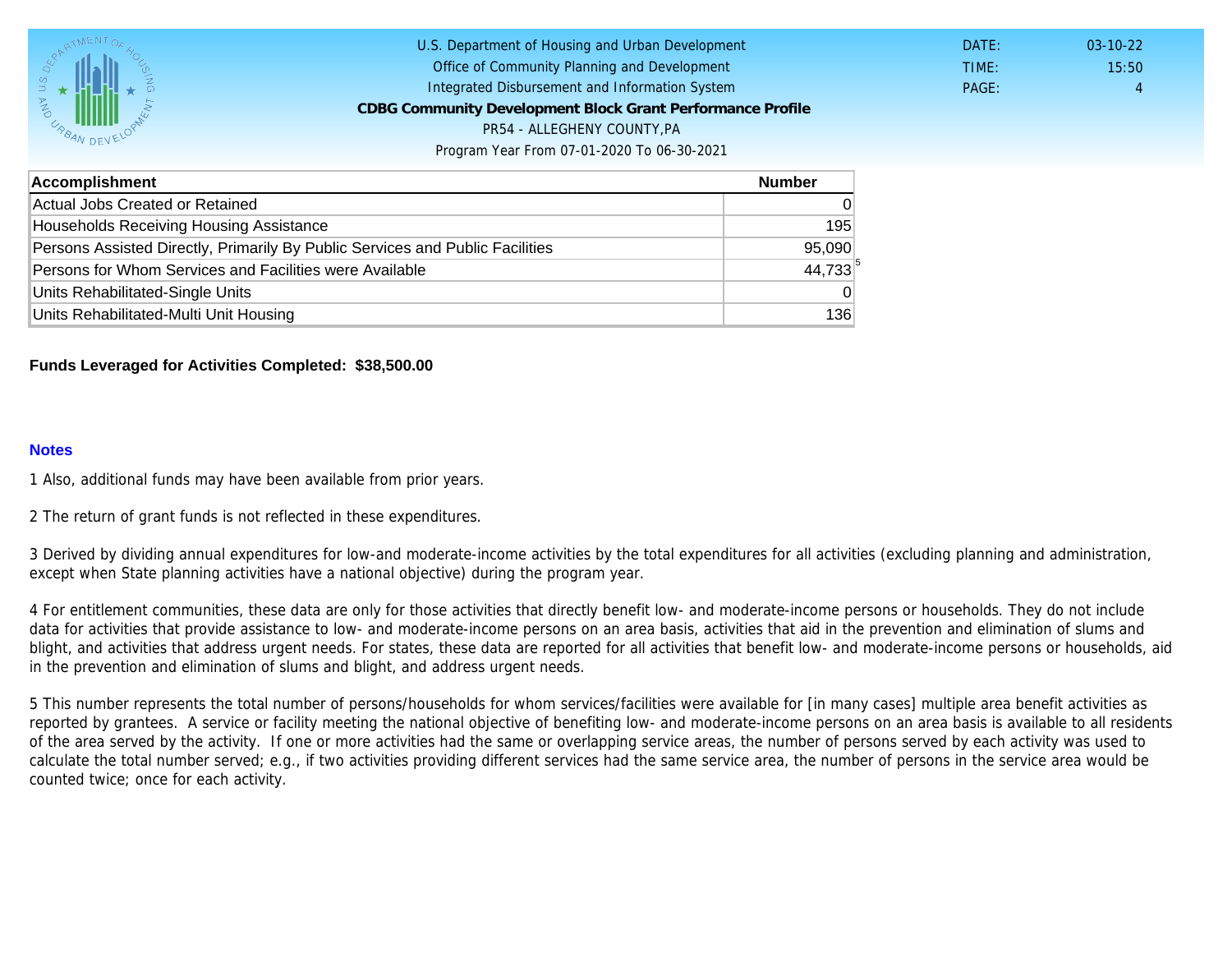U.S. Department of Housing and Urban Development
Office of Community Planning and Development
Integrated Disbursement and Information System
**CDBG Community Development Block Grant Performance Profile**
PR54 - ALLEGHENY COUNTY,PA
Program Year From 07-01-2020 To 06-30-2021

DATE: 03-10-22
TIME: 15:50
PAGE: 4

| Accomplishment | Number |
|---|---|
| Actual Jobs Created or Retained | 0 |
| Households Receiving Housing Assistance | 195 |
| Persons Assisted Directly, Primarily By Public Services and Public Facilities | 95,090 |
| Persons for Whom Services and Facilities were Available | 44,733 [5] |
| Units Rehabilitated-Single Units | 0 |
| Units Rehabilitated-Multi Unit Housing | 136 |

**Funds Leveraged for Activities Completed: $38,500.00**

### Notes

1 Also, additional funds may have been available from prior years.

2 The return of grant funds is not reflected in these expenditures.

3 Derived by dividing annual expenditures for low-and moderate-income activities by the total expenditures for all activities (excluding planning and administration, except when State planning activities have a national objective) during the program year.

4 For entitlement communities, these data are only for those activities that directly benefit low- and moderate-income persons or households. They do not include data for activities that provide assistance to low- and moderate-income persons on an area basis, activities that aid in the prevention and elimination of slums and blight, and activities that address urgent needs. For states, these data are reported for all activities that benefit low- and moderate-income persons or households, aid in the prevention and elimination of slums and blight, and address urgent needs.

5 This number represents the total number of persons/households for whom services/facilities were available for [in many cases] multiple area benefit activities as reported by grantees. A service or facility meeting the national objective of benefiting low- and moderate-income persons on an area basis is available to all residents of the area served by the activity. If one or more activities had the same or overlapping service areas, the number of persons served by each activity was used to calculate the total number served; e.g., if two activities providing different services had the same service area, the number of persons in the service area would be counted twice; once for each activity.